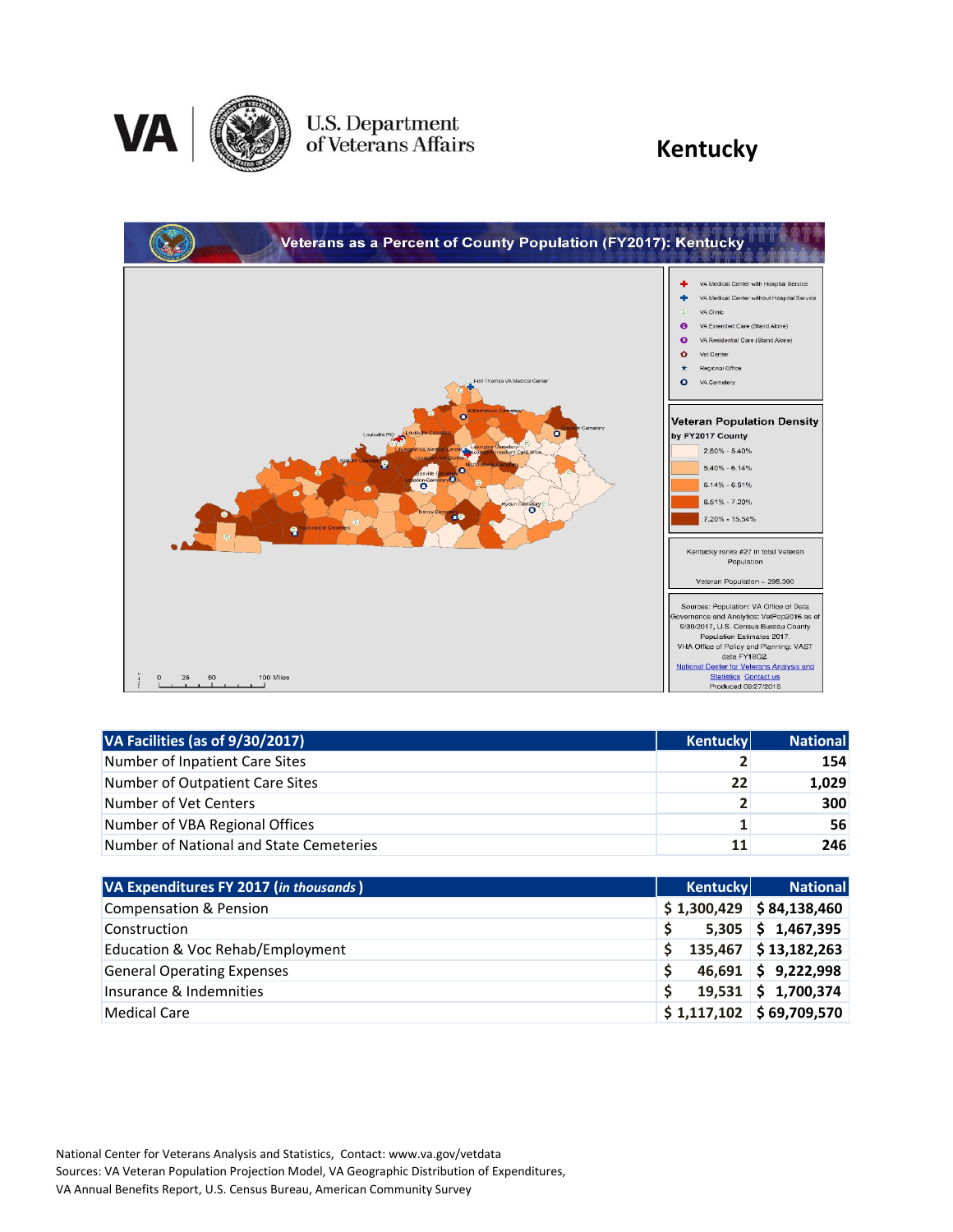# Kentucky

U.S. Department of Veterans Affairs

## Veterans as a Percent of County Population (FY2017): Kentucky

VA Medical Center with Hospital Service
VA Medical Center without Hospital Service
VA Clinic
VA Extended Care (Stand Alone)
VA Residential Care (Stand Alone)
Vet Center
Regional Office
VA Cemetery

**Veteran Population Density by FY2017 County**

- 2.60% - 5.40%
- 5.40% - 6.14%
- 6.14% - 6.51%
- 6.51% - 7.20%
- 7.20% - 15.54%

Kentucky ranks #27 in total Veteran Population

Veteran Population – 295,390

Sources: Population: VA Office of Data Governance and Analytics: VetPop2016 as of 9/30/2017, U.S. Census Bureau County Population Estimates 2017. VHA Office of Policy and Planning: VAST data FY18Q2. National Center for Veterans Analysis and Statistics Contact us. Produced 09/27/2018

| VA Facilities (as of 9/30/2017) | Kentucky | National |
|---|---|---|
| Number of Inpatient Care Sites | 2 | 154 |
| Number of Outpatient Care Sites | 22 | 1,029 |
| Number of Vet Centers | 2 | 300 |
| Number of VBA Regional Offices | 1 | 56 |
| Number of National and State Cemeteries | 11 | 246 |

| VA Expenditures FY 2017 (*in thousands*) | Kentucky | National |
|---|---|---|
| Compensation & Pension | $ 1,300,429 | $ 84,138,460 |
| Construction | $ 5,305 | $ 1,467,395 |
| Education & Voc Rehab/Employment | $ 135,467 | $ 13,182,263 |
| General Operating Expenses | $ 46,691 | $ 9,222,998 |
| Insurance & Indemnities | $ 19,531 | $ 1,700,374 |
| Medical Care | $ 1,117,102 | $ 69,709,570 |

National Center for Veterans Analysis and Statistics, Contact: www.va.gov/vetdata
Sources: VA Veteran Population Projection Model, VA Geographic Distribution of Expenditures, VA Annual Benefits Report, U.S. Census Bureau, American Community Survey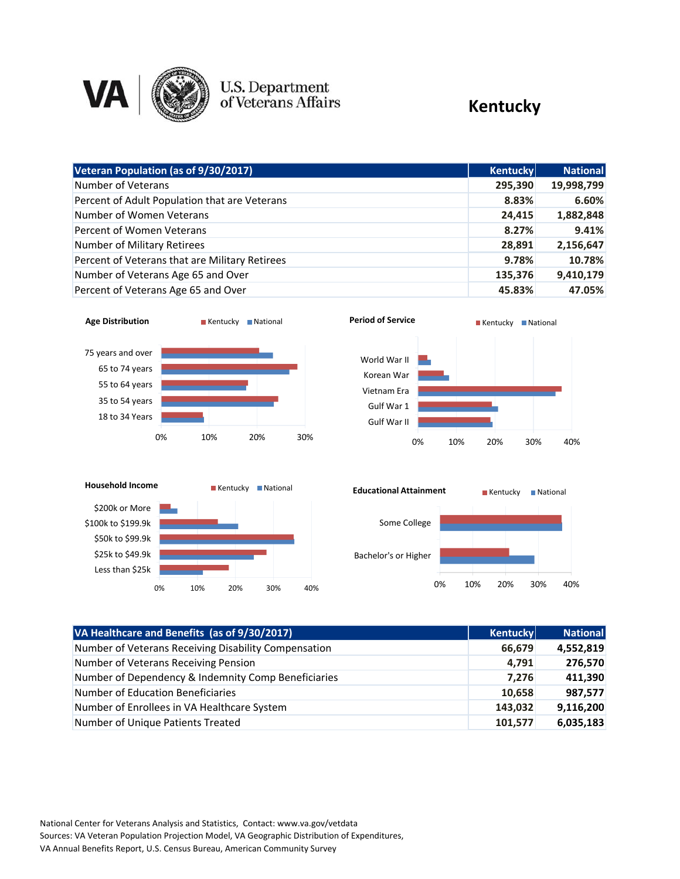# Kentucky

| Veteran Population (as of 9/30/2017) | Kentucky | National |
|---|---|---|
| Number of Veterans | 295,390 | 19,998,799 |
| Percent of Adult Population that are Veterans | 8.83% | 6.60% |
| Number of Women Veterans | 24,415 | 1,882,848 |
| Percent of Women Veterans | 8.27% | 9.41% |
| Number of Military Retirees | 28,891 | 2,156,647 |
| Percent of Veterans that are Military Retirees | 9.78% | 10.78% |
| Number of Veterans Age 65 and Over | 135,376 | 9,410,179 |
| Percent of Veterans Age 65 and Over | 45.83% | 47.05% |

**Age Distribution** (Kentucky, National)

- 75 years and over
- 65 to 74 years
- 55 to 64 years
- 35 to 54 years
- 18 to 34 Years

**Period of Service** (Kentucky, National)

- World War II
- Korean War
- Vietnam Era
- Gulf War 1
- Gulf War II

**Household Income** (Kentucky, National)

- $200k or More
- $100k to $199.9k
- $50k to $99.9k
- $25k to $49.9k
- Less than $25k

**Educational Attainment** (Kentucky, National)

- Some College
- Bachelor's or Higher

| VA Healthcare and Benefits (as of 9/30/2017) | Kentucky | National |
|---|---|---|
| Number of Veterans Receiving Disability Compensation | 66,679 | 4,552,819 |
| Number of Veterans Receiving Pension | 4,791 | 276,570 |
| Number of Dependency & Indemnity Comp Beneficiaries | 7,276 | 411,390 |
| Number of Education Beneficiaries | 10,658 | 987,577 |
| Number of Enrollees in VA Healthcare System | 143,032 | 9,116,200 |
| Number of Unique Patients Treated | 101,577 | 6,035,183 |

National Center for Veterans Analysis and Statistics, Contact: www.va.gov/vetdata
Sources: VA Veteran Population Projection Model, VA Geographic Distribution of Expenditures, VA Annual Benefits Report, U.S. Census Bureau, American Community Survey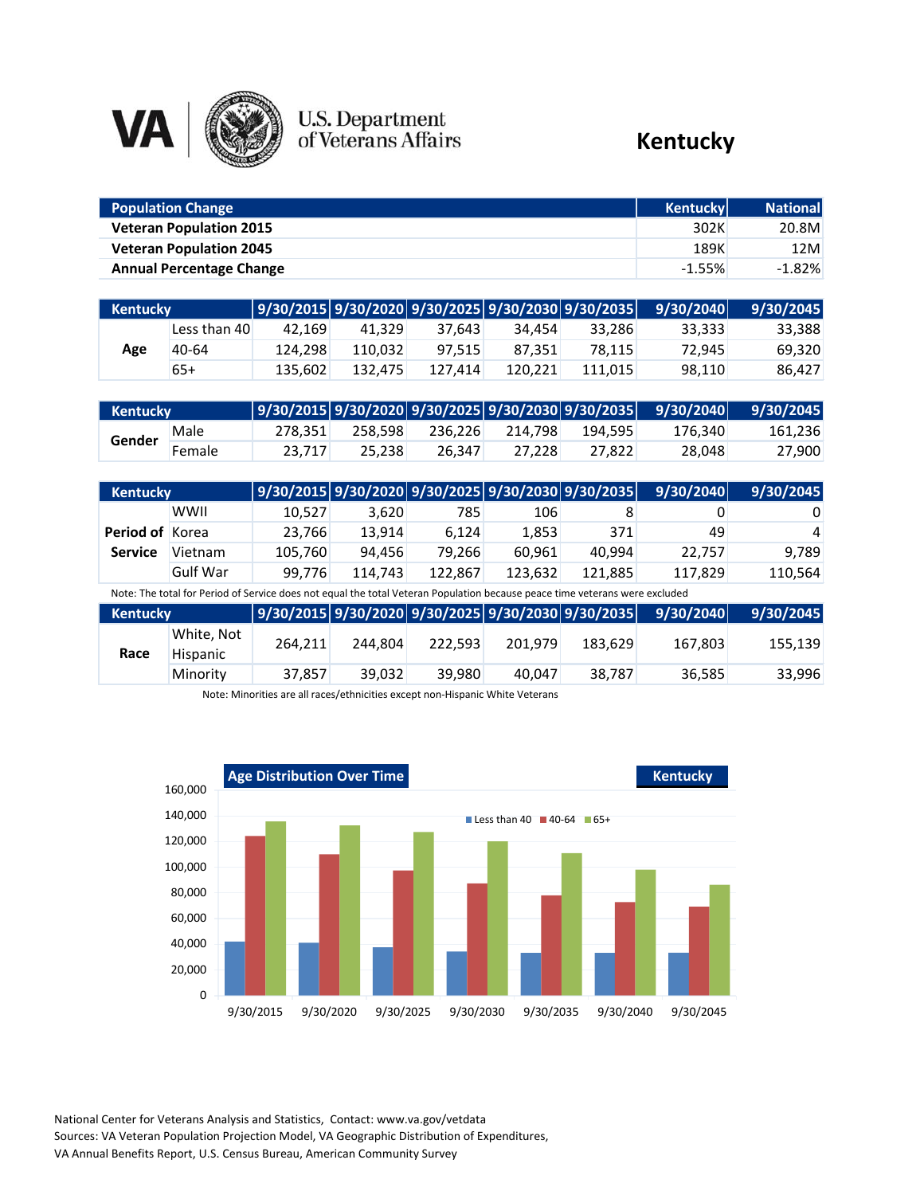VA | U.S. Department of Veterans Affairs

# Kentucky

| Population Change | Kentucky | National |
|---|---|---|
| Veteran Population 2015 | 302K | 20.8M |
| Veteran Population 2045 | 189K | 12M |
| Annual Percentage Change | -1.55% | -1.82% |

| Kentucky | | 9/30/2015 | 9/30/2020 | 9/30/2025 | 9/30/2030 | 9/30/2035 | 9/30/2040 | 9/30/2045 |
|---|---|---|---|---|---|---|---|---|
| Age | Less than 40 | 42,169 | 41,329 | 37,643 | 34,454 | 33,286 | 33,333 | 33,388 |
| | 40-64 | 124,298 | 110,032 | 97,515 | 87,351 | 78,115 | 72,945 | 69,320 |
| | 65+ | 135,602 | 132,475 | 127,414 | 120,221 | 111,015 | 98,110 | 86,427 |

| Kentucky | | 9/30/2015 | 9/30/2020 | 9/30/2025 | 9/30/2030 | 9/30/2035 | 9/30/2040 | 9/30/2045 |
|---|---|---|---|---|---|---|---|---|
| Gender | Male | 278,351 | 258,598 | 236,226 | 214,798 | 194,595 | 176,340 | 161,236 |
| | Female | 23,717 | 25,238 | 26,347 | 27,228 | 27,822 | 28,048 | 27,900 |

| Kentucky | | 9/30/2015 | 9/30/2020 | 9/30/2025 | 9/30/2030 | 9/30/2035 | 9/30/2040 | 9/30/2045 |
|---|---|---|---|---|---|---|---|---|
| Period of Service | WWII | 10,527 | 3,620 | 785 | 106 | 8 | 0 | 0 |
| | Korea | 23,766 | 13,914 | 6,124 | 1,853 | 371 | 49 | 4 |
| | Vietnam | 105,760 | 94,456 | 79,266 | 60,961 | 40,994 | 22,757 | 9,789 |
| | Gulf War | 99,776 | 114,743 | 122,867 | 123,632 | 121,885 | 117,829 | 110,564 |

Note: The total for Period of Service does not equal the total Veteran Population because peace time veterans were excluded

| Kentucky | | 9/30/2015 | 9/30/2020 | 9/30/2025 | 9/30/2030 | 9/30/2035 | 9/30/2040 | 9/30/2045 |
|---|---|---|---|---|---|---|---|---|
| Race | White, Not Hispanic | 264,211 | 244,804 | 222,593 | 201,979 | 183,629 | 167,803 | 155,139 |
| | Minority | 37,857 | 39,032 | 39,980 | 40,047 | 38,787 | 36,585 | 33,996 |

Note: Minorities are all races/ethnicities except non-Hispanic White Veterans

Age Distribution Over Time

Kentucky

Less than 40 | 40-64 | 65+

160,000
140,000
120,000
100,000
80,000
60,000
40,000
20,000
0

9/30/2015 9/30/2020 9/30/2025 9/30/2030 9/30/2035 9/30/2040 9/30/2045

National Center for Veterans Analysis and Statistics, Contact: www.va.gov/vetdata
Sources: VA Veteran Population Projection Model, VA Geographic Distribution of Expenditures, VA Annual Benefits Report, U.S. Census Bureau, American Community Survey